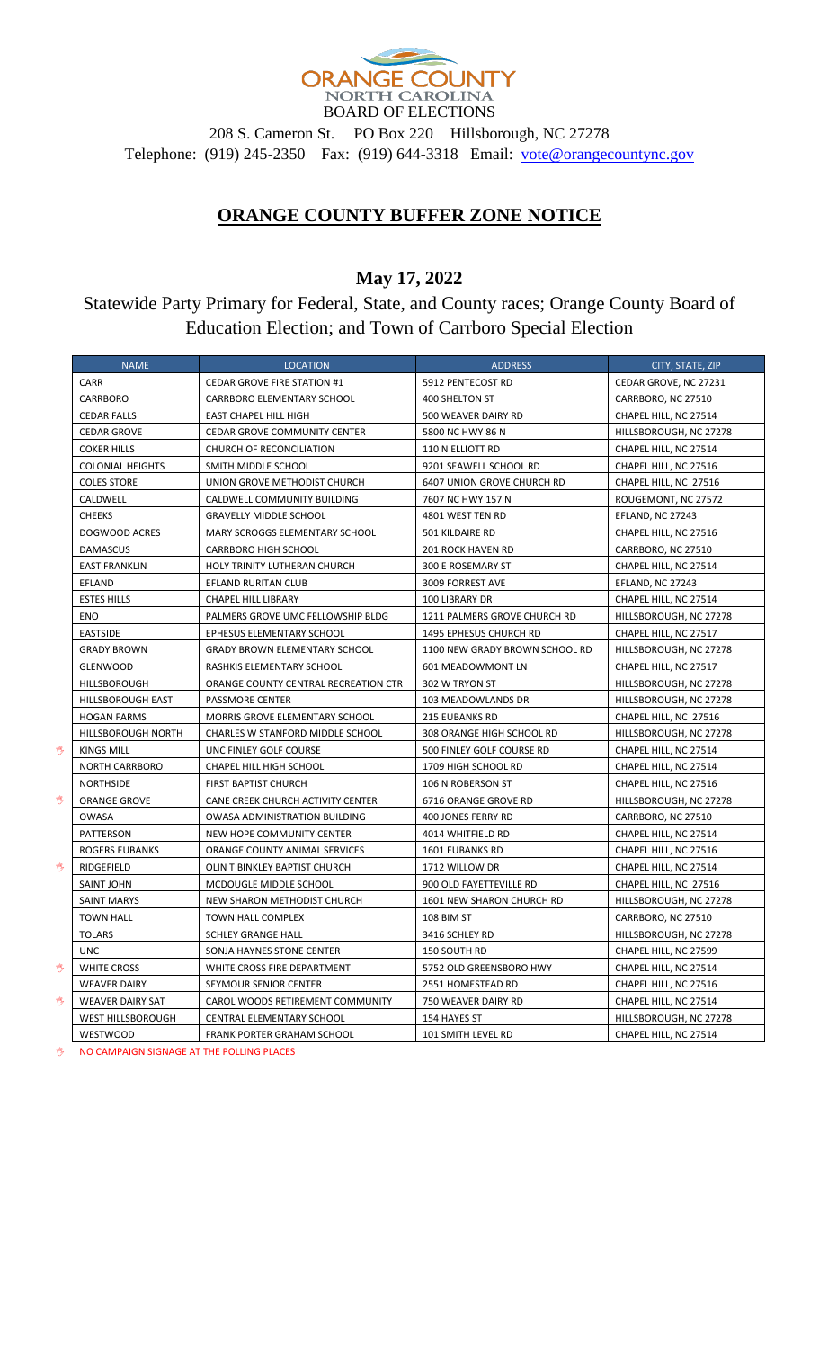**ORANGE COUNTY**
**NORTH CAROLINA**
**BOARD OF ELECTIONS**

208 S. Cameron St. PO Box 220 Hillsborough, NC 27278
Telephone: (919) 245-2350 Fax: (919) 644-3318 Email: vote@orangecountync.gov

## ORANGE COUNTY BUFFER ZONE NOTICE

### May 17, 2022

Statewide Party Primary for Federal, State, and County races; Orange County Board of Education Election; and Town of Carrboro Special Election

| | NAME | LOCATION | ADDRESS | CITY, STATE, ZIP |
|---|---|---|---|---|
| | CARR | CEDAR GROVE FIRE STATION #1 | 5912 PENTECOST RD | CEDAR GROVE, NC 27231 |
| | CARRBORO | CARRBORO ELEMENTARY SCHOOL | 400 SHELTON ST | CARRBORO, NC 27510 |
| | CEDAR FALLS | EAST CHAPEL HILL HIGH | 500 WEAVER DAIRY RD | CHAPEL HILL, NC 27514 |
| | CEDAR GROVE | CEDAR GROVE COMMUNITY CENTER | 5800 NC HWY 86 N | HILLSBOROUGH, NC 27278 |
| | COKER HILLS | CHURCH OF RECONCILIATION | 110 N ELLIOTT RD | CHAPEL HILL, NC 27514 |
| | COLONIAL HEIGHTS | SMITH MIDDLE SCHOOL | 9201 SEAWELL SCHOOL RD | CHAPEL HILL, NC 27516 |
| | COLES STORE | UNION GROVE METHODIST CHURCH | 6407 UNION GROVE CHURCH RD | CHAPEL HILL, NC 27516 |
| | CALDWELL | CALDWELL COMMUNITY BUILDING | 7607 NC HWY 157 N | ROUGEMONT, NC 27572 |
| | CHEEKS | GRAVELLY MIDDLE SCHOOL | 4801 WEST TEN RD | EFLAND, NC 27243 |
| | DOGWOOD ACRES | MARY SCROGGS ELEMENTARY SCHOOL | 501 KILDAIRE RD | CHAPEL HILL, NC 27516 |
| | DAMASCUS | CARRBORO HIGH SCHOOL | 201 ROCK HAVEN RD | CARRBORO, NC 27510 |
| | EAST FRANKLIN | HOLY TRINITY LUTHERAN CHURCH | 300 E ROSEMARY ST | CHAPEL HILL, NC 27514 |
| | EFLAND | EFLAND RURITAN CLUB | 3009 FORREST AVE | EFLAND, NC 27243 |
| | ESTES HILLS | CHAPEL HILL LIBRARY | 100 LIBRARY DR | CHAPEL HILL, NC 27514 |
| | ENO | PALMERS GROVE UMC FELLOWSHIP BLDG | 1211 PALMERS GROVE CHURCH RD | HILLSBOROUGH, NC 27278 |
| | EASTSIDE | EPHESUS ELEMENTARY SCHOOL | 1495 EPHESUS CHURCH RD | CHAPEL HILL, NC 27517 |
| | GRADY BROWN | GRADY BROWN ELEMENTARY SCHOOL | 1100 NEW GRADY BROWN SCHOOL RD | HILLSBOROUGH, NC 27278 |
| | GLENWOOD | RASHKIS ELEMENTARY SCHOOL | 601 MEADOWMONT LN | CHAPEL HILL, NC 27517 |
| | HILLSBOROUGH | ORANGE COUNTY CENTRAL RECREATION CTR | 302 W TRYON ST | HILLSBOROUGH, NC 27278 |
| | HILLSBOROUGH EAST | PASSMORE CENTER | 103 MEADOWLANDS DR | HILLSBOROUGH, NC 27278 |
| | HOGAN FARMS | MORRIS GROVE ELEMENTARY SCHOOL | 215 EUBANKS RD | CHAPEL HILL, NC 27516 |
| | HILLSBOROUGH NORTH | CHARLES W STANFORD MIDDLE SCHOOL | 308 ORANGE HIGH SCHOOL RD | HILLSBOROUGH, NC 27278 |
| ✋ | KINGS MILL | UNC FINLEY GOLF COURSE | 500 FINLEY GOLF COURSE RD | CHAPEL HILL, NC 27514 |
| | NORTH CARRBORO | CHAPEL HILL HIGH SCHOOL | 1709 HIGH SCHOOL RD | CHAPEL HILL, NC 27514 |
| | NORTHSIDE | FIRST BAPTIST CHURCH | 106 N ROBERSON ST | CHAPEL HILL, NC 27516 |
| ✋ | ORANGE GROVE | CANE CREEK CHURCH ACTIVITY CENTER | 6716 ORANGE GROVE RD | HILLSBOROUGH, NC 27278 |
| | OWASA | OWASA ADMINISTRATION BUILDING | 400 JONES FERRY RD | CARRBORO, NC 27510 |
| | PATTERSON | NEW HOPE COMMUNITY CENTER | 4014 WHITFIELD RD | CHAPEL HILL, NC 27514 |
| | ROGERS EUBANKS | ORANGE COUNTY ANIMAL SERVICES | 1601 EUBANKS RD | CHAPEL HILL, NC 27516 |
| ✋ | RIDGEFIELD | OLIN T BINKLEY BAPTIST CHURCH | 1712 WILLOW DR | CHAPEL HILL, NC 27514 |
| | SAINT JOHN | MCDOUGLE MIDDLE SCHOOL | 900 OLD FAYETTEVILLE RD | CHAPEL HILL, NC 27516 |
| | SAINT MARYS | NEW SHARON METHODIST CHURCH | 1601 NEW SHARON CHURCH RD | HILLSBOROUGH, NC 27278 |
| | TOWN HALL | TOWN HALL COMPLEX | 108 BIM ST | CARRBORO, NC 27510 |
| | TOLARS | SCHLEY GRANGE HALL | 3416 SCHLEY RD | HILLSBOROUGH, NC 27278 |
| | UNC | SONJA HAYNES STONE CENTER | 150 SOUTH RD | CHAPEL HILL, NC 27599 |
| ✋ | WHITE CROSS | WHITE CROSS FIRE DEPARTMENT | 5752 OLD GREENSBORO HWY | CHAPEL HILL, NC 27514 |
| | WEAVER DAIRY | SEYMOUR SENIOR CENTER | 2551 HOMESTEAD RD | CHAPEL HILL, NC 27516 |
| ✋ | WEAVER DAIRY SAT | CAROL WOODS RETIREMENT COMMUNITY | 750 WEAVER DAIRY RD | CHAPEL HILL, NC 27514 |
| | WEST HILLSBOROUGH | CENTRAL ELEMENTARY SCHOOL | 154 HAYES ST | HILLSBOROUGH, NC 27278 |
| | WESTWOOD | FRANK PORTER GRAHAM SCHOOL | 101 SMITH LEVEL RD | CHAPEL HILL, NC 27514 |

✋ NO CAMPAIGN SIGNAGE AT THE POLLING PLACES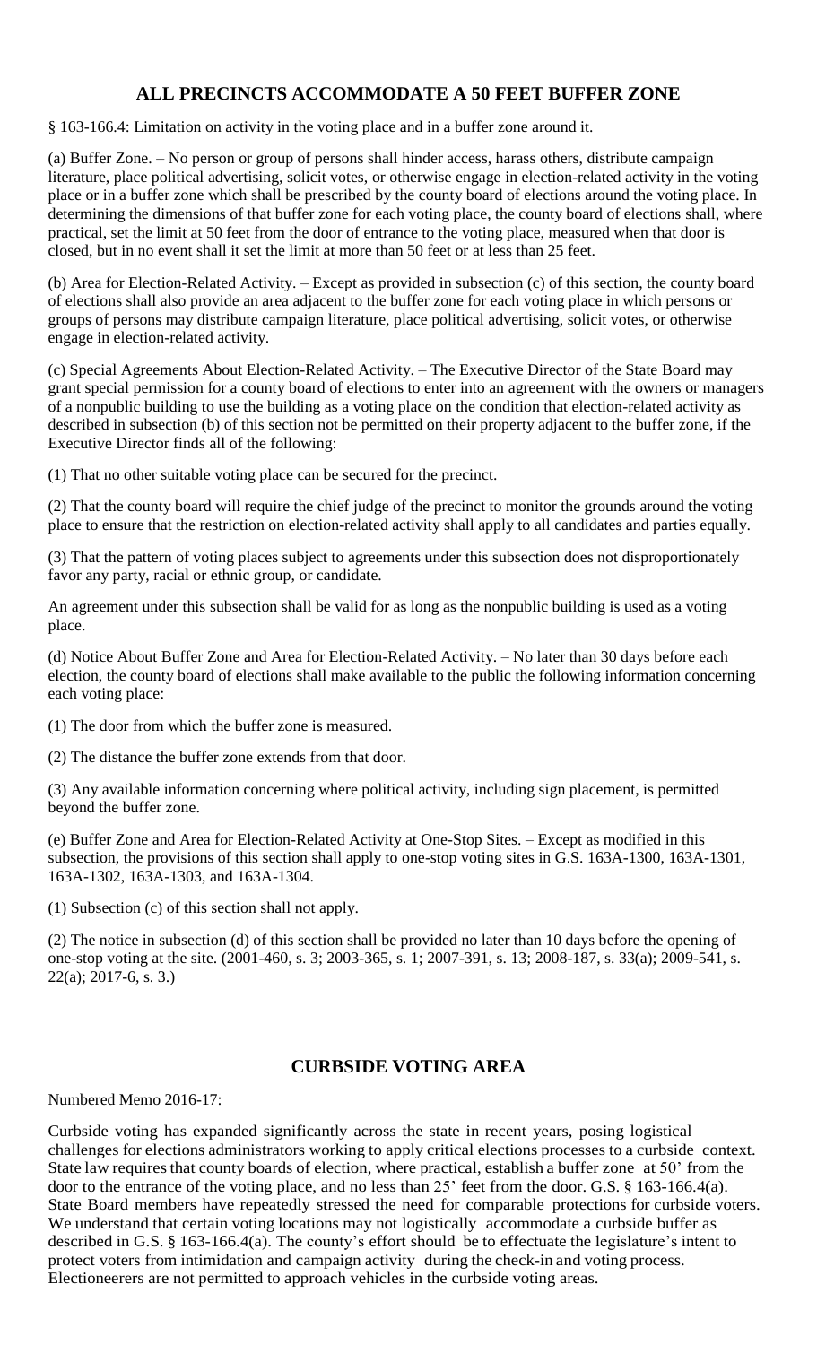## ALL PRECINCTS ACCOMMODATE A 50 FEET BUFFER ZONE

§ 163-166.4: Limitation on activity in the voting place and in a buffer zone around it.

(a) Buffer Zone. – No person or group of persons shall hinder access, harass others, distribute campaign literature, place political advertising, solicit votes, or otherwise engage in election-related activity in the voting place or in a buffer zone which shall be prescribed by the county board of elections around the voting place. In determining the dimensions of that buffer zone for each voting place, the county board of elections shall, where practical, set the limit at 50 feet from the door of entrance to the voting place, measured when that door is closed, but in no event shall it set the limit at more than 50 feet or at less than 25 feet.

(b) Area for Election-Related Activity. – Except as provided in subsection (c) of this section, the county board of elections shall also provide an area adjacent to the buffer zone for each voting place in which persons or groups of persons may distribute campaign literature, place political advertising, solicit votes, or otherwise engage in election-related activity.

(c) Special Agreements About Election-Related Activity. – The Executive Director of the State Board may grant special permission for a county board of elections to enter into an agreement with the owners or managers of a nonpublic building to use the building as a voting place on the condition that election-related activity as described in subsection (b) of this section not be permitted on their property adjacent to the buffer zone, if the Executive Director finds all of the following:

(1) That no other suitable voting place can be secured for the precinct.

(2) That the county board will require the chief judge of the precinct to monitor the grounds around the voting place to ensure that the restriction on election-related activity shall apply to all candidates and parties equally.

(3) That the pattern of voting places subject to agreements under this subsection does not disproportionately favor any party, racial or ethnic group, or candidate.

An agreement under this subsection shall be valid for as long as the nonpublic building is used as a voting place.

(d) Notice About Buffer Zone and Area for Election-Related Activity. – No later than 30 days before each election, the county board of elections shall make available to the public the following information concerning each voting place:

(1) The door from which the buffer zone is measured.

(2) The distance the buffer zone extends from that door.

(3) Any available information concerning where political activity, including sign placement, is permitted beyond the buffer zone.

(e) Buffer Zone and Area for Election-Related Activity at One-Stop Sites. – Except as modified in this subsection, the provisions of this section shall apply to one-stop voting sites in G.S. 163A-1300, 163A-1301, 163A-1302, 163A-1303, and 163A-1304.

(1) Subsection (c) of this section shall not apply.

(2) The notice in subsection (d) of this section shall be provided no later than 10 days before the opening of one-stop voting at the site. (2001-460, s. 3; 2003-365, s. 1; 2007-391, s. 13; 2008-187, s. 33(a); 2009-541, s. 22(a); 2017-6, s. 3.)

## CURBSIDE VOTING AREA

Numbered Memo 2016-17:

Curbside voting has expanded significantly across the state in recent years, posing logistical challenges for elections administrators working to apply critical elections processes to a curbside context. State law requires that county boards of election, where practical, establish a buffer zone at 50' from the door to the entrance of the voting place, and no less than 25' feet from the door. G.S. § 163-166.4(a). State Board members have repeatedly stressed the need for comparable protections for curbside voters. We understand that certain voting locations may not logistically accommodate a curbside buffer as described in G.S. § 163-166.4(a). The county's effort should be to effectuate the legislature's intent to protect voters from intimidation and campaign activity during the check-in and voting process. Electioneerers are not permitted to approach vehicles in the curbside voting areas.